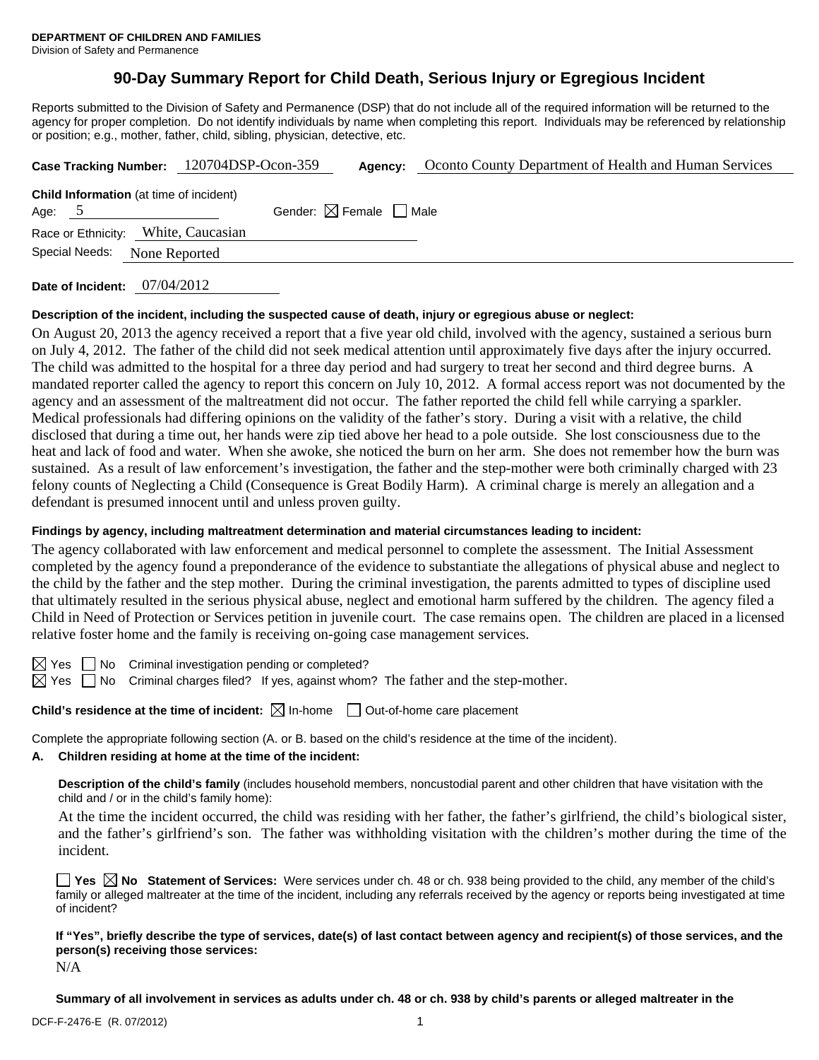**DEPARTMENT OF CHILDREN AND FAMILIES**
Division of Safety and Permanence

# 90-Day Summary Report for Child Death, Serious Injury or Egregious Incident

Reports submitted to the Division of Safety and Permanence (DSP) that do not include all of the required information will be returned to the agency for proper completion. Do not identify individuals by name when completing this report. Individuals may be referenced by relationship or position; e.g., mother, father, child, sibling, physician, detective, etc.

**Case Tracking Number:** 120704DSP-Ocon-359 **Agency:** Oconto County Department of Health and Human Services

**Child Information** (at time of incident)
Age: 5 Gender: ☒ Female ☐ Male
Race or Ethnicity: White, Caucasian
Special Needs: None Reported

**Date of Incident:** 07/04/2012

**Description of the incident, including the suspected cause of death, injury or egregious abuse or neglect:**

On August 20, 2013 the agency received a report that a five year old child, involved with the agency, sustained a serious burn on July 4, 2012. The father of the child did not seek medical attention until approximately five days after the injury occurred. The child was admitted to the hospital for a three day period and had surgery to treat her second and third degree burns. A mandated reporter called the agency to report this concern on July 10, 2012. A formal access report was not documented by the agency and an assessment of the maltreatment did not occur. The father reported the child fell while carrying a sparkler. Medical professionals had differing opinions on the validity of the father's story. During a visit with a relative, the child disclosed that during a time out, her hands were zip tied above her head to a pole outside. She lost consciousness due to the heat and lack of food and water. When she awoke, she noticed the burn on her arm. She does not remember how the burn was sustained. As a result of law enforcement's investigation, the father and the step-mother were both criminally charged with 23 felony counts of Neglecting a Child (Consequence is Great Bodily Harm). A criminal charge is merely an allegation and a defendant is presumed innocent until and unless proven guilty.

**Findings by agency, including maltreatment determination and material circumstances leading to incident:**

The agency collaborated with law enforcement and medical personnel to complete the assessment. The Initial Assessment completed by the agency found a preponderance of the evidence to substantiate the allegations of physical abuse and neglect to the child by the father and the step mother. During the criminal investigation, the parents admitted to types of discipline used that ultimately resulted in the serious physical abuse, neglect and emotional harm suffered by the children. The agency filed a Child in Need of Protection or Services petition in juvenile court. The case remains open. The children are placed in a licensed relative foster home and the family is receiving on-going case management services.

☒ Yes ☐ No Criminal investigation pending or completed?
☒ Yes ☐ No Criminal charges filed? If yes, against whom? The father and the step-mother.

**Child's residence at the time of incident:** ☒ In-home ☐ Out-of-home care placement

Complete the appropriate following section (A. or B. based on the child's residence at the time of the incident).

**A. Children residing at home at the time of the incident:**

**Description of the child's family** (includes household members, noncustodial parent and other children that have visitation with the child and / or in the child's family home):

At the time the incident occurred, the child was residing with her father, the father's girlfriend, the child's biological sister, and the father's girlfriend's son. The father was withholding visitation with the children's mother during the time of the incident.

☐ **Yes** ☒ **No** **Statement of Services:** Were services under ch. 48 or ch. 938 being provided to the child, any member of the child's family or alleged maltreater at the time of the incident, including any referrals received by the agency or reports being investigated at time of incident?

**If "Yes", briefly describe the type of services, date(s) of last contact between agency and recipient(s) of those services, and the person(s) receiving those services:**

N/A

**Summary of all involvement in services as adults under ch. 48 or ch. 938 by child's parents or alleged maltreater in the**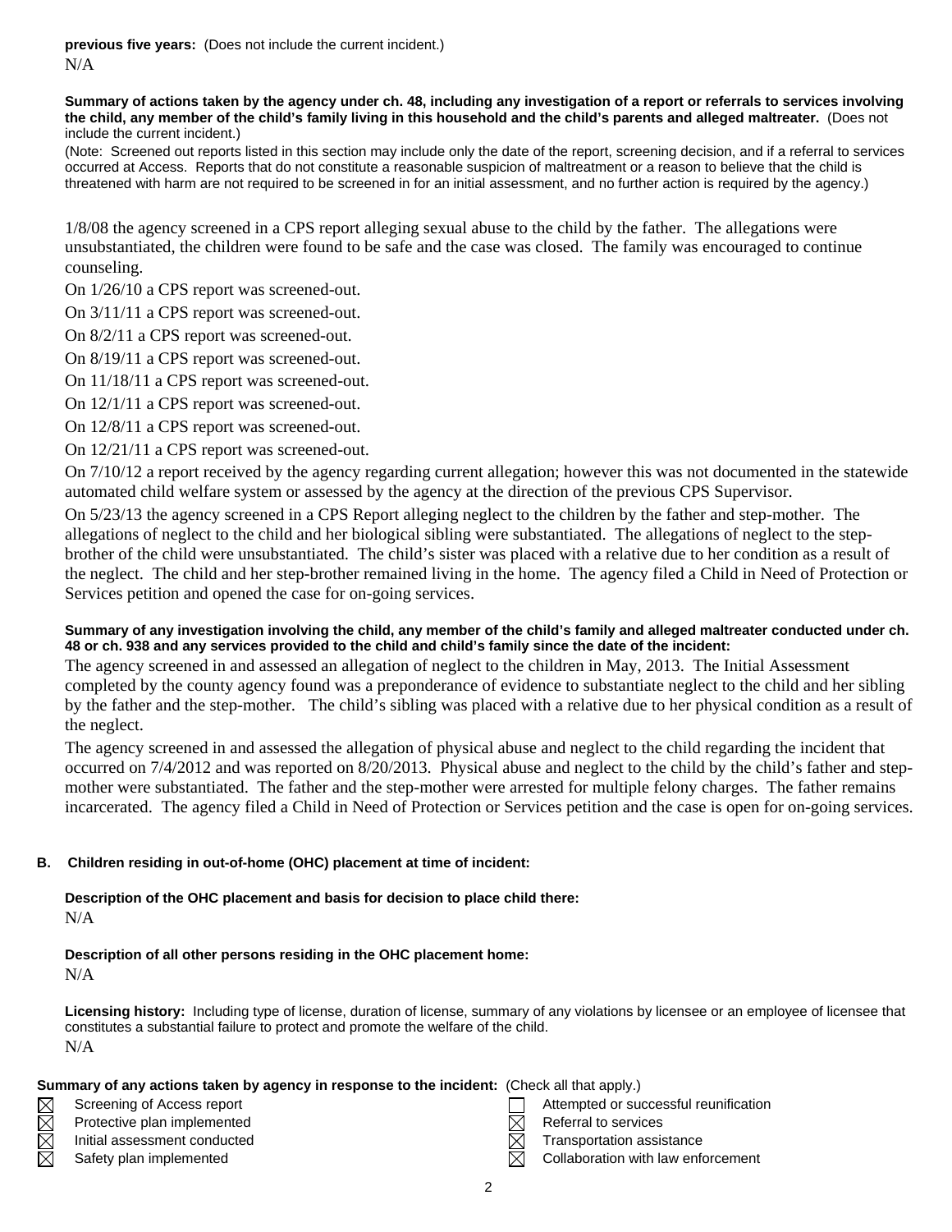**previous five years:** (Does not include the current incident.)
N/A

**Summary of actions taken by the agency under ch. 48, including any investigation of a report or referrals to services involving the child, any member of the child's family living in this household and the child's parents and alleged maltreater.** (Does not include the current incident.)
(Note: Screened out reports listed in this section may include only the date of the report, screening decision, and if a referral to services occurred at Access. Reports that do not constitute a reasonable suspicion of maltreatment or a reason to believe that the child is threatened with harm are not required to be screened in for an initial assessment, and no further action is required by the agency.)

1/8/08 the agency screened in a CPS report alleging sexual abuse to the child by the father. The allegations were unsubstantiated, the children were found to be safe and the case was closed. The family was encouraged to continue counseling.

On 1/26/10 a CPS report was screened-out.

On 3/11/11 a CPS report was screened-out.

On 8/2/11 a CPS report was screened-out.

On 8/19/11 a CPS report was screened-out.

On 11/18/11 a CPS report was screened-out.

On 12/1/11 a CPS report was screened-out.

On 12/8/11 a CPS report was screened-out.

On 12/21/11 a CPS report was screened-out.

On 7/10/12 a report received by the agency regarding current allegation; however this was not documented in the statewide automated child welfare system or assessed by the agency at the direction of the previous CPS Supervisor.

On 5/23/13 the agency screened in a CPS Report alleging neglect to the children by the father and step-mother. The allegations of neglect to the child and her biological sibling were substantiated. The allegations of neglect to the step-brother of the child were unsubstantiated. The child's sister was placed with a relative due to her condition as a result of the neglect. The child and her step-brother remained living in the home. The agency filed a Child in Need of Protection or Services petition and opened the case for on-going services.

**Summary of any investigation involving the child, any member of the child's family and alleged maltreater conducted under ch. 48 or ch. 938 and any services provided to the child and child's family since the date of the incident:**

The agency screened in and assessed an allegation of neglect to the children in May, 2013. The Initial Assessment completed by the county agency found was a preponderance of evidence to substantiate neglect to the child and her sibling by the father and the step-mother. The child's sibling was placed with a relative due to her physical condition as a result of the neglect.

The agency screened in and assessed the allegation of physical abuse and neglect to the child regarding the incident that occurred on 7/4/2012 and was reported on 8/20/2013. Physical abuse and neglect to the child by the child's father and step-mother were substantiated. The father and the step-mother were arrested for multiple felony charges. The father remains incarcerated. The agency filed a Child in Need of Protection or Services petition and the case is open for on-going services.

**B. Children residing in out-of-home (OHC) placement at time of incident:**

**Description of the OHC placement and basis for decision to place child there:**
N/A

**Description of all other persons residing in the OHC placement home:**
N/A

**Licensing history:** Including type of license, duration of license, summary of any violations by licensee or an employee of licensee that constitutes a substantial failure to protect and promote the welfare of the child.
N/A

**Summary of any actions taken by agency in response to the incident:** (Check all that apply.)

- ☒ Screening of Access report
- ☒ Protective plan implemented
- ☒ Initial assessment conducted
- ☒ Safety plan implemented
- ☐ Attempted or successful reunification
- ☒ Referral to services
- ☒ Transportation assistance
- ☒ Collaboration with law enforcement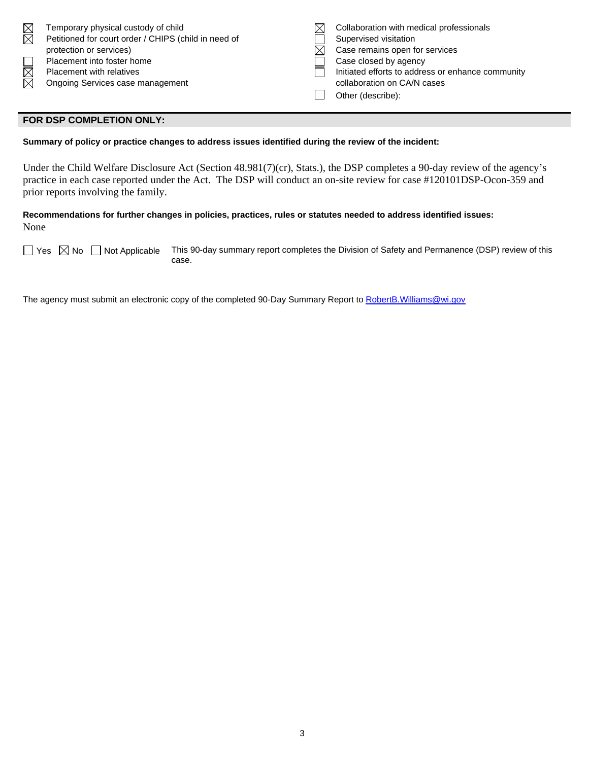- [x] Temporary physical custody of child
- [x] Petitioned for court order / CHIPS (child in need of protection or services)
- [ ] Placement into foster home
- [x] Placement with relatives
- [x] Ongoing Services case management
- [x] Collaboration with medical professionals
- [ ] Supervised visitation
- [x] Case remains open for services
- [ ] Case closed by agency
- [ ] Initiated efforts to address or enhance community collaboration on CA/N cases
- [ ] Other (describe):

## FOR DSP COMPLETION ONLY:

**Summary of policy or practice changes to address issues identified during the review of the incident:**

Under the Child Welfare Disclosure Act (Section 48.981(7)(cr), Stats.), the DSP completes a 90-day review of the agency's practice in each case reported under the Act. The DSP will conduct an on-site review for case #120101DSP-Ocon-359 and prior reports involving the family.

**Recommendations for further changes in policies, practices, rules or statutes needed to address identified issues:**

None

- [ ] Yes
- [x] No
- [ ] Not Applicable

This 90-day summary report completes the Division of Safety and Permanence (DSP) review of this case.

The agency must submit an electronic copy of the completed 90-Day Summary Report to RobertB.Williams@wi.gov